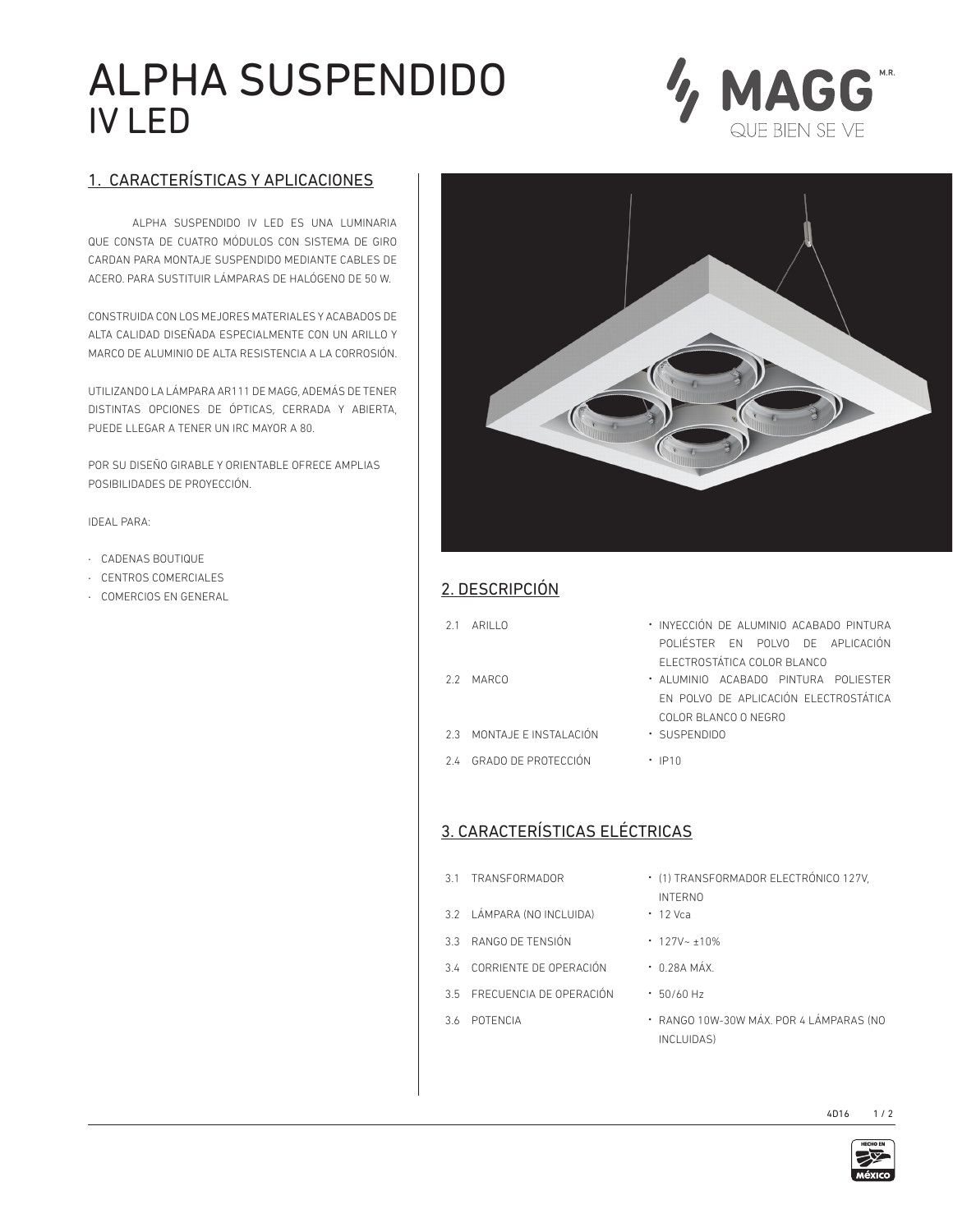# ALPHA SUSPENDIDO
## IV LED

MAGG M.R.
QUE BIEN SE VE

## 1. CARACTERÍSTICAS Y APLICACIONES

ALPHA SUSPENDIDO IV LED ES UNA LUMINARIA QUE CONSTA DE CUATRO MÓDULOS CON SISTEMA DE GIRO CARDAN PARA MONTAJE SUSPENDIDO MEDIANTE CABLES DE ACERO. PARA SUSTITUIR LÁMPARAS DE HALÓGENO DE 50 W.

CONSTRUIDA CON LOS MEJORES MATERIALES Y ACABADOS DE ALTA CALIDAD DISEÑADA ESPECIALMENTE CON UN ARILLO Y MARCO DE ALUMINIO DE ALTA RESISTENCIA A LA CORROSIÓN.

UTILIZANDO LA LÁMPARA AR111 DE MAGG, ADEMÁS DE TENER DISTINTAS OPCIONES DE ÓPTICAS, CERRADA Y ABIERTA, PUEDE LLEGAR A TENER UN IRC MAYOR A 80.

POR SU DISEÑO GIRABLE Y ORIENTABLE OFRECE AMPLIAS POSIBILIDADES DE PROYECCIÓN.

IDEAL PARA:

- CADENAS BOUTIQUE
- CENTROS COMERCIALES
- COMERCIOS EN GENERAL

## 2. DESCRIPCIÓN

| | | |
|---|---|---|
| 2.1 | ARILLO | INYECCIÓN DE ALUMINIO ACABADO PINTURA POLIÉSTER EN POLVO DE APLICACIÓN ELECTROSTÁTICA COLOR BLANCO |
| 2.2 | MARCO | ALUMINIO ACABADO PINTURA POLIESTER EN POLVO DE APLICACIÓN ELECTROSTÁTICA COLOR BLANCO O NEGRO |
| 2.3 | MONTAJE E INSTALACIÓN | SUSPENDIDO |
| 2.4 | GRADO DE PROTECCIÓN | IP10 |

## 3. CARACTERÍSTICAS ELÉCTRICAS

| | | |
|---|---|---|
| 3.1 | TRANSFORMADOR | (1) TRANSFORMADOR ELECTRÓNICO 127V, INTERNO |
| 3.2 | LÁMPARA (NO INCLUIDA) | 12 Vca |
| 3.3 | RANGO DE TENSIÓN | 127V~ ±10% |
| 3.4 | CORRIENTE DE OPERACIÓN | 0.28A MÁX. |
| 3.5 | FRECUENCIA DE OPERACIÓN | 50/60 Hz |
| 3.6 | POTENCIA | RANGO 10W-30W MÁX. POR 4 LÁMPARAS (NO INCLUIDAS) |

4D16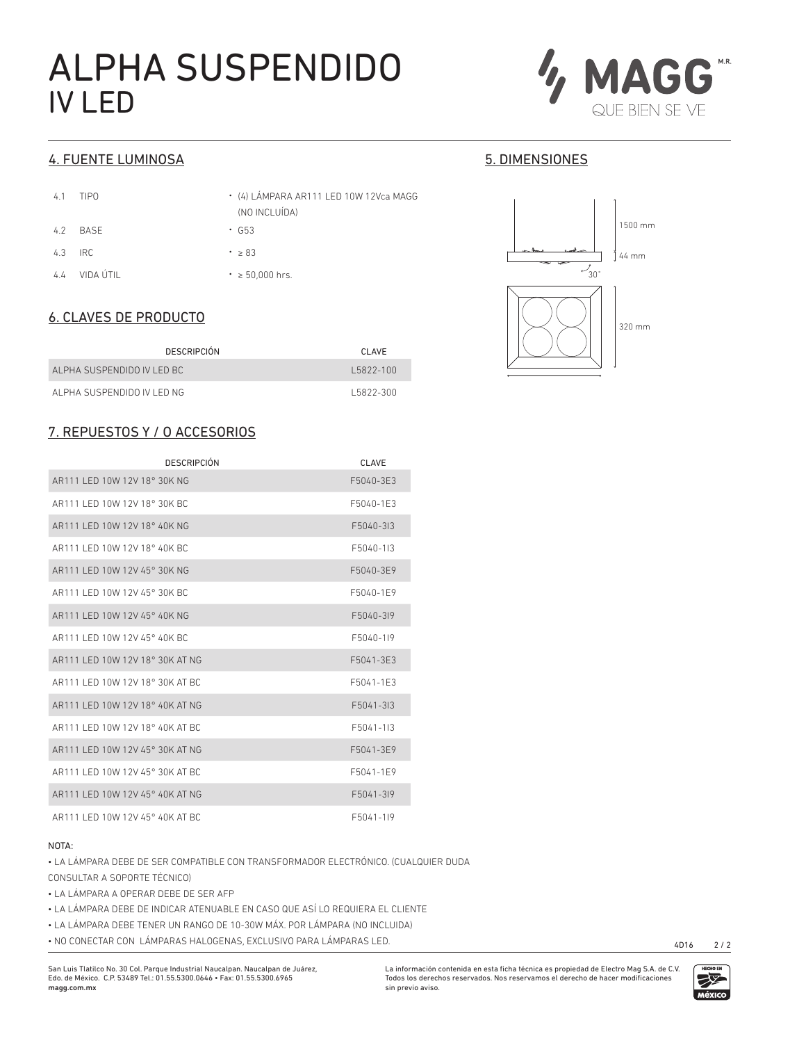# ALPHA SUSPENDIDO
## IV LED

### 4. FUENTE LUMINOSA

| | | |
|---|---|---|
| 4.1 | TIPO | • (4) LÁMPARA AR111 LED 10W 12Vca MAGG (NO INCLUÍDA) |
| 4.2 | BASE | • G53 |
| 4.3 | IRC | • ≥ 83 |
| 4.4 | VIDA ÚTIL | • ≥ 50,000 hrs. |

### 5. DIMENSIONES

1500 mm
44 mm
30°
320 mm

### 6. CLAVES DE PRODUCTO

| DESCRIPCIÓN | CLAVE |
|---|---|
| ALPHA SUSPENDIDO IV LED BC | L5822-100 |
| ALPHA SUSPENDIDO IV LED NG | L5822-300 |

### 7. REPUESTOS Y / O ACCESORIOS

| DESCRIPCIÓN | CLAVE |
|---|---|
| AR111 LED 10W 12V 18° 30K NG | F5040-3E3 |
| AR111 LED 10W 12V 18° 30K BC | F5040-1E3 |
| AR111 LED 10W 12V 18° 40K NG | F5040-3I3 |
| AR111 LED 10W 12V 18° 40K BC | F5040-1I3 |
| AR111 LED 10W 12V 45° 30K NG | F5040-3E9 |
| AR111 LED 10W 12V 45° 30K BC | F5040-1E9 |
| AR111 LED 10W 12V 45° 40K NG | F5040-3I9 |
| AR111 LED 10W 12V 45° 40K BC | F5040-1I9 |
| AR111 LED 10W 12V 18° 30K AT NG | F5041-3E3 |
| AR111 LED 10W 12V 18° 30K AT BC | F5041-1E3 |
| AR111 LED 10W 12V 18° 40K AT NG | F5041-3I3 |
| AR111 LED 10W 12V 18° 40K AT BC | F5041-1I3 |
| AR111 LED 10W 12V 45° 30K AT NG | F5041-3E9 |
| AR111 LED 10W 12V 45° 30K AT BC | F5041-1E9 |
| AR111 LED 10W 12V 45° 40K AT NG | F5041-3I9 |
| AR111 LED 10W 12V 45° 40K AT BC | F5041-1I9 |

NOTA:

• LA LÁMPARA DEBE DE SER COMPATIBLE CON TRANSFORMADOR ELECTRÓNICO. (CUALQUIER DUDA CONSULTAR A SOPORTE TÉCNICO)
• LA LÁMPARA A OPERAR DEBE DE SER AFP
• LA LÁMPARA DEBE DE INDICAR ATENUABLE EN CASO QUE ASÍ LO REQUIERA EL CLIENTE
• LA LÁMPARA DEBE TENER UN RANGO DE 10-30W MÁX. POR LÁMPARA (NO INCLUIDA)
• NO CONECTAR CON LÁMPARAS HALOGENAS, EXCLUSIVO PARA LÁMPARAS LED.

4D16

San Luis Tlatilco No. 30 Col. Parque Industrial Naucalpan. Naucalpan de Juárez, Edo. de México. C.P. 53489 Tel.: 01.55.5300.0646 • Fax: 01.55.5300.6965
magg.com.mx

La información contenida en esta ficha técnica es propiedad de Electro Mag S.A. de C.V. Todos los derechos reservados. Nos reservamos el derecho de hacer modificaciones sin previo aviso.